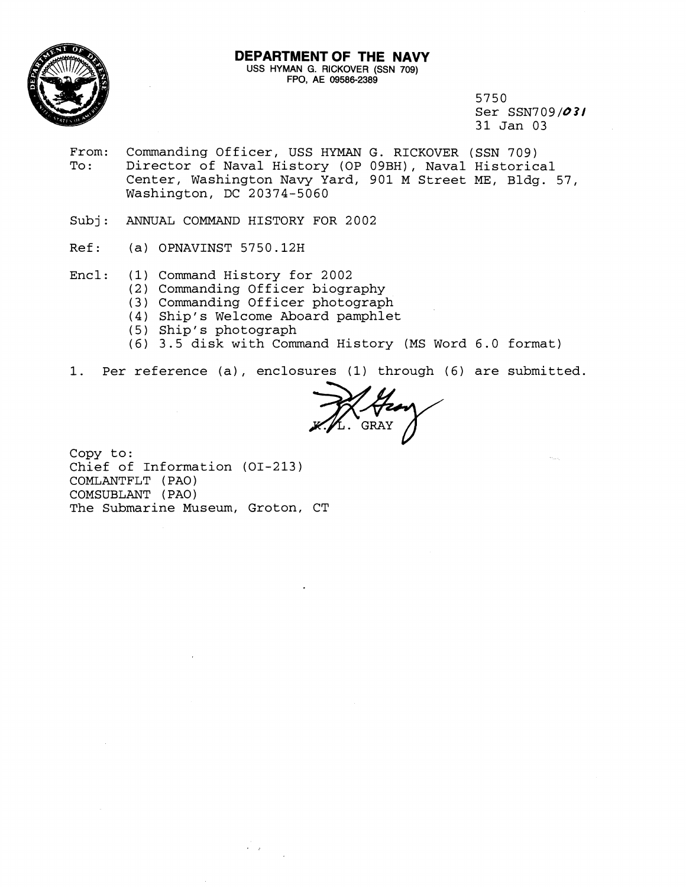**DEPARTMENT OF THE NAVY**
USS HYMAN G. RICKOVER (SSN 709)
FPO, AE 09586-2389

5750
Ser SSN709/031
31 Jan 03

From: Commanding Officer, USS HYMAN G. RICKOVER (SSN 709)
To: Director of Naval History (OP 09BH), Naval Historical Center, Washington Navy Yard, 901 M Street ME, Bldg. 57, Washington, DC 20374-5060

Subj: ANNUAL COMMAND HISTORY FOR 2002

Ref: (a) OPNAVINST 5750.12H

Encl: (1) Command History for 2002
(2) Commanding Officer biography
(3) Commanding Officer photograph
(4) Ship's Welcome Aboard pamphlet
(5) Ship's photograph
(6) 3.5 disk with Command History (MS Word 6.0 format)

1. Per reference (a), enclosures (1) through (6) are submitted.

K. L. GRAY

Copy to:
Chief of Information (OI-213)
COMLANTFLT (PAO)
COMSUBLANT (PAO)
The Submarine Museum, Groton, CT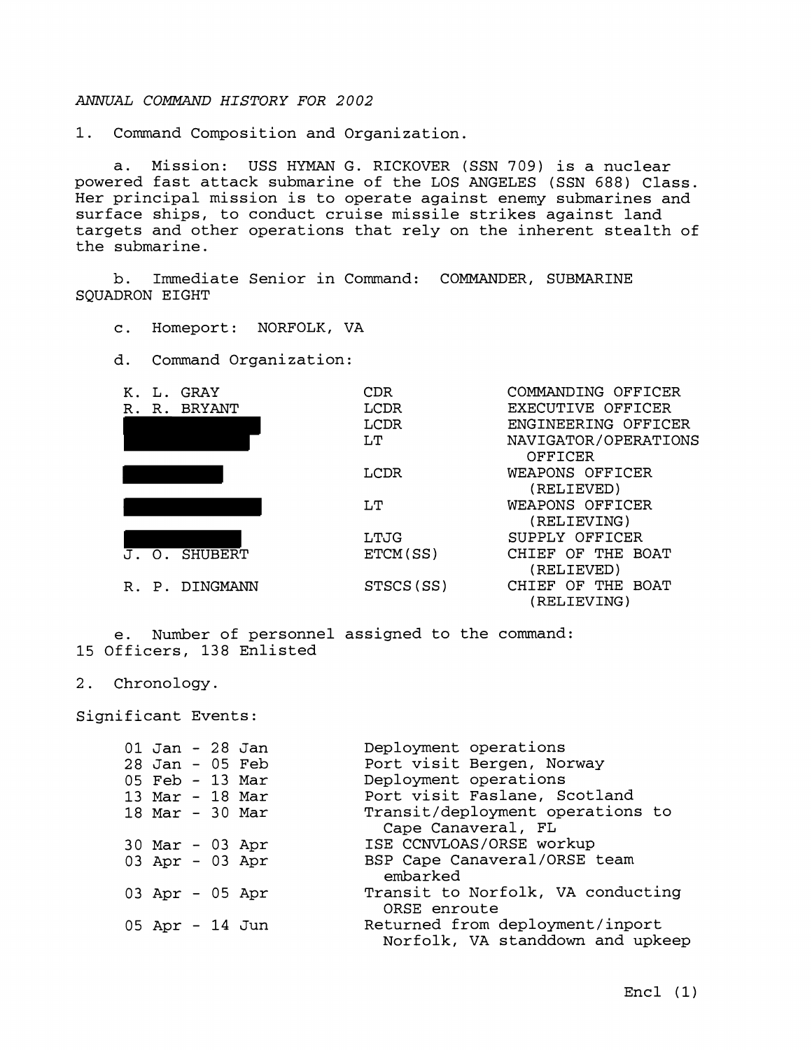*ANNUAL COMMAND HISTORY FOR 2002*

1. Command Composition and Organization.

   a. Mission: USS HYMAN G. RICKOVER (SSN 709) is a nuclear powered fast attack submarine of the LOS ANGELES (SSN 688) Class. Her principal mission is to operate against enemy submarines and surface ships, to conduct cruise missile strikes against land targets and other operations that rely on the inherent stealth of the submarine.

   b. Immediate Senior in Command: COMMANDER, SUBMARINE SQUADRON EIGHT

   c. Homeport: NORFOLK, VA

   d. Command Organization:

| Name | Rank | Position |
|---|---|---|
| K. L. GRAY | CDR | COMMANDING OFFICER |
| R. R. BRYANT | LCDR | EXECUTIVE OFFICER |
| [REDACTED] | LCDR | ENGINEERING OFFICER |
| [REDACTED] | LT | NAVIGATOR/OPERATIONS OFFICER |
| [REDACTED] | LCDR | WEAPONS OFFICER (RELIEVED) |
| [REDACTED] | LT | WEAPONS OFFICER (RELIEVING) |
| [REDACTED] | LTJG | SUPPLY OFFICER |
| J. O. SHUBERT | ETCM(SS) | CHIEF OF THE BOAT (RELIEVED) |
| R. P. DINGMANN | STSCS(SS) | CHIEF OF THE BOAT (RELIEVING) |

   e. Number of personnel assigned to the command: 15 Officers, 138 Enlisted

2. Chronology.

Significant Events:

| Dates | Event |
|---|---|
| 01 Jan - 28 Jan | Deployment operations |
| 28 Jan - 05 Feb | Port visit Bergen, Norway |
| 05 Feb - 13 Mar | Deployment operations |
| 13 Mar - 18 Mar | Port visit Faslane, Scotland |
| 18 Mar - 30 Mar | Transit/deployment operations to Cape Canaveral, FL |
| 30 Mar - 03 Apr | ISE CCNVLOAS/ORSE workup |
| 03 Apr - 03 Apr | BSP Cape Canaveral/ORSE team embarked |
| 03 Apr - 05 Apr | Transit to Norfolk, VA conducting ORSE enroute |
| 05 Apr - 14 Jun | Returned from deployment/inport Norfolk, VA standdown and upkeep |

Encl (1)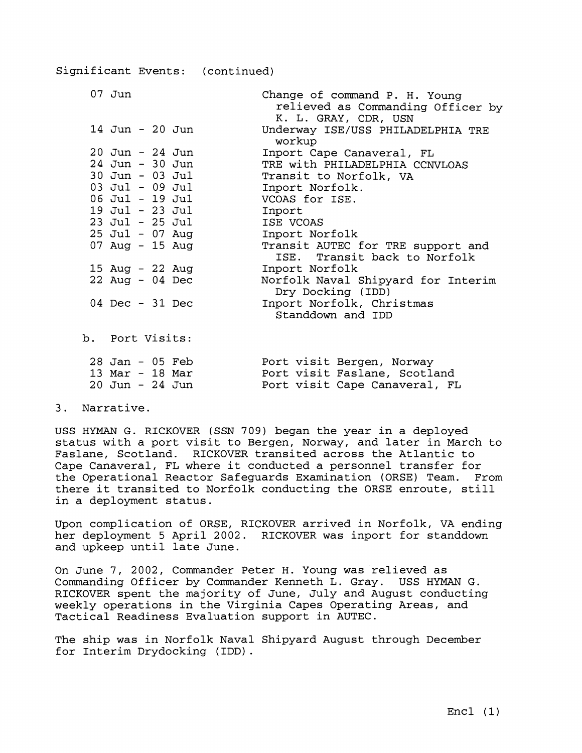Significant Events: (continued)

| | |
|---|---|
| 07 Jun | Change of command P. H. Young relieved as Commanding Officer by K. L. GRAY, CDR, USN |
| 14 Jun - 20 Jun | Underway ISE/USS PHILADELPHIA TRE workup |
| 20 Jun - 24 Jun | Inport Cape Canaveral, FL |
| 24 Jun - 30 Jun | TRE with PHILADELPHIA CCNVLOAS |
| 30 Jun - 03 Jul | Transit to Norfolk, VA |
| 03 Jul - 09 Jul | Inport Norfolk. |
| 06 Jul - 19 Jul | VCOAS for ISE. |
| 19 Jul - 23 Jul | Inport |
| 23 Jul - 25 Jul | ISE VCOAS |
| 25 Jul - 07 Aug | Inport Norfolk |
| 07 Aug - 15 Aug | Transit AUTEC for TRE support and ISE. Transit back to Norfolk |
| 15 Aug - 22 Aug | Inport Norfolk |
| 22 Aug - 04 Dec | Norfolk Naval Shipyard for Interim Dry Docking (IDD) |
| 04 Dec - 31 Dec | Inport Norfolk, Christmas Standdown and IDD |

b. Port Visits:

| | |
|---|---|
| 28 Jan - 05 Feb | Port visit Bergen, Norway |
| 13 Mar - 18 Mar | Port visit Faslane, Scotland |
| 20 Jun - 24 Jun | Port visit Cape Canaveral, FL |

3. Narrative.

USS HYMAN G. RICKOVER (SSN 709) began the year in a deployed status with a port visit to Bergen, Norway, and later in March to Faslane, Scotland. RICKOVER transited across the Atlantic to Cape Canaveral, FL where it conducted a personnel transfer for the Operational Reactor Safeguards Examination (ORSE) Team. From there it transited to Norfolk conducting the ORSE enroute, still in a deployment status.

Upon complication of ORSE, RICKOVER arrived in Norfolk, VA ending her deployment 5 April 2002. RICKOVER was inport for standdown and upkeep until late June.

On June 7, 2002, Commander Peter H. Young was relieved as Commanding Officer by Commander Kenneth L. Gray. USS HYMAN G. RICKOVER spent the majority of June, July and August conducting weekly operations in the Virginia Capes Operating Areas, and Tactical Readiness Evaluation support in AUTEC.

The ship was in Norfolk Naval Shipyard August through December for Interim Drydocking (IDD).

Encl (1)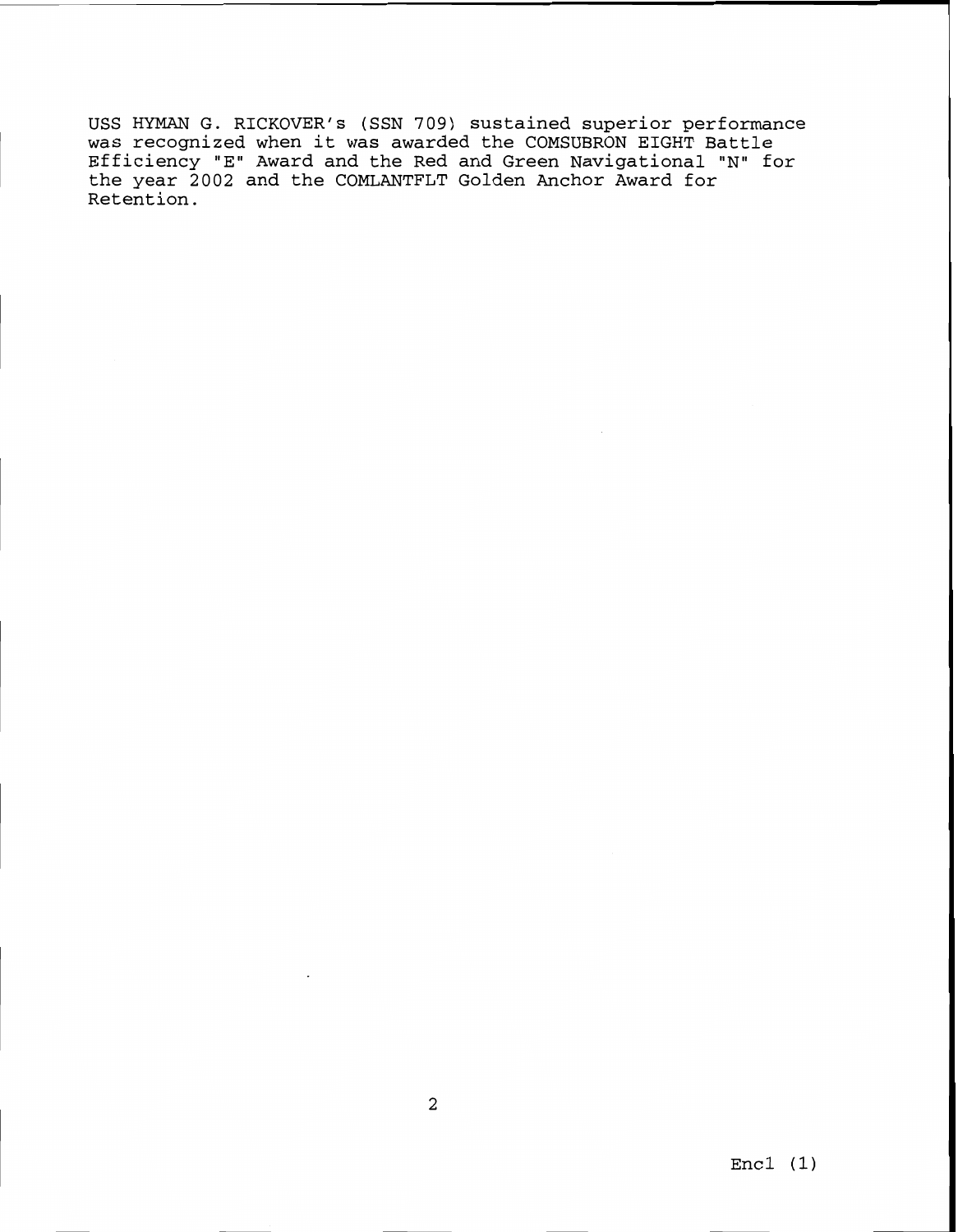USS HYMAN G. RICKOVER's (SSN 709) sustained superior performance was recognized when it was awarded the COMSUBRON EIGHT Battle Efficiency "E" Award and the Red and Green Navigational "N" for the year 2002 and the COMLANTFLT Golden Anchor Award for Retention.

Encl (1)